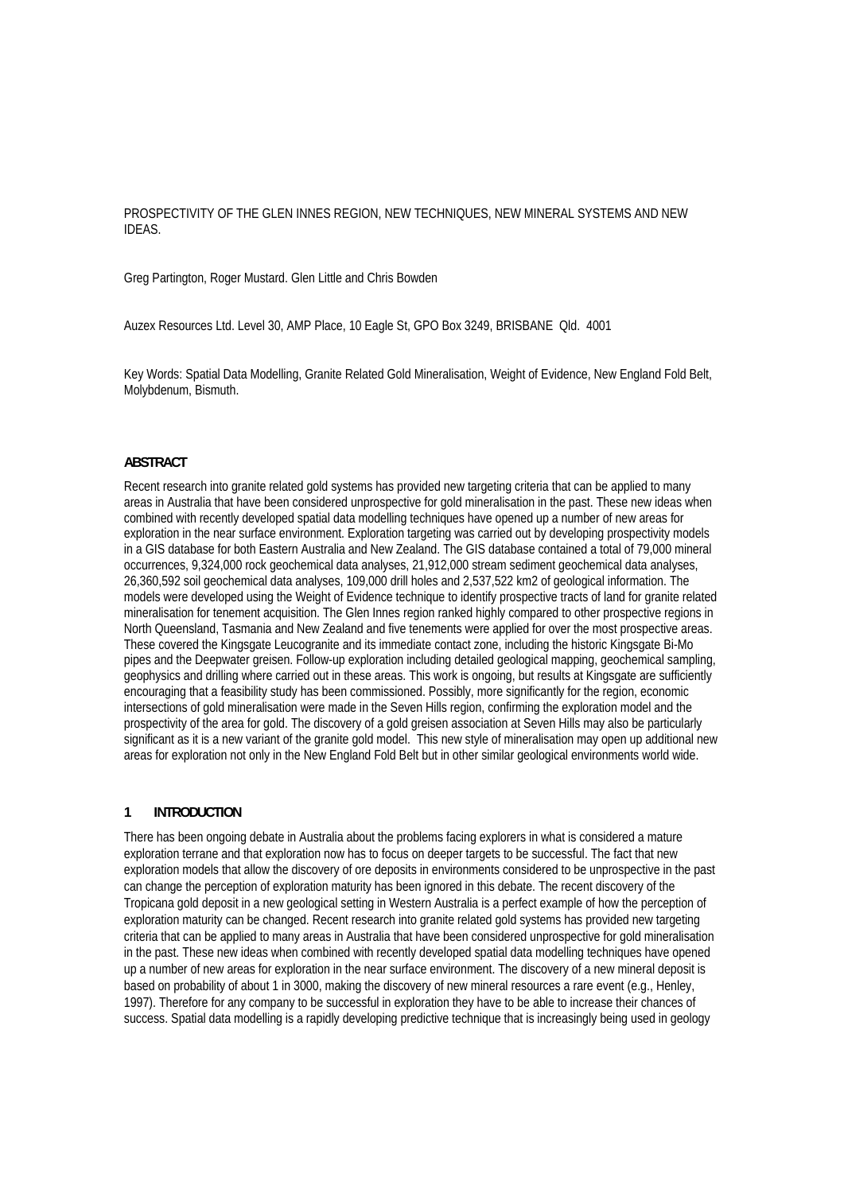# PROSPECTIVITY OF THE GLEN INNES REGION, NEW TECHNIQUES, NEW MINERAL SYSTEMS AND NEW IDEAS.

Greg Partington, Roger Mustard. Glen Little and Chris Bowden

Auzex Resources Ltd. Level 30, AMP Place, 10 Eagle St, GPO Box 3249, BRISBANE Qld. 4001

Key Words: Spatial Data Modelling, Granite Related Gold Mineralisation, Weight of Evidence, New England Fold Belt, Molybdenum, Bismuth.

## ABSTRACT

Recent research into granite related gold systems has provided new targeting criteria that can be applied to many areas in Australia that have been considered unprospective for gold mineralisation in the past. These new ideas when combined with recently developed spatial data modelling techniques have opened up a number of new areas for exploration in the near surface environment. Exploration targeting was carried out by developing prospectivity models in a GIS database for both Eastern Australia and New Zealand. The GIS database contained a total of 79,000 mineral occurrences, 9,324,000 rock geochemical data analyses, 21,912,000 stream sediment geochemical data analyses, 26,360,592 soil geochemical data analyses, 109,000 drill holes and 2,537,522 km2 of geological information. The models were developed using the Weight of Evidence technique to identify prospective tracts of land for granite related mineralisation for tenement acquisition. The Glen Innes region ranked highly compared to other prospective regions in North Queensland, Tasmania and New Zealand and five tenements were applied for over the most prospective areas. These covered the Kingsgate Leucogranite and its immediate contact zone, including the historic Kingsgate Bi-Mo pipes and the Deepwater greisen. Follow-up exploration including detailed geological mapping, geochemical sampling, geophysics and drilling where carried out in these areas. This work is ongoing, but results at Kingsgate are sufficiently encouraging that a feasibility study has been commissioned. Possibly, more significantly for the region, economic intersections of gold mineralisation were made in the Seven Hills region, confirming the exploration model and the prospectivity of the area for gold. The discovery of a gold greisen association at Seven Hills may also be particularly significant as it is a new variant of the granite gold model. This new style of mineralisation may open up additional new areas for exploration not only in the New England Fold Belt but in other similar geological environments world wide.

## 1 INTRODUCTION

There has been ongoing debate in Australia about the problems facing explorers in what is considered a mature exploration terrane and that exploration now has to focus on deeper targets to be successful. The fact that new exploration models that allow the discovery of ore deposits in environments considered to be unprospective in the past can change the perception of exploration maturity has been ignored in this debate. The recent discovery of the Tropicana gold deposit in a new geological setting in Western Australia is a perfect example of how the perception of exploration maturity can be changed. Recent research into granite related gold systems has provided new targeting criteria that can be applied to many areas in Australia that have been considered unprospective for gold mineralisation in the past. These new ideas when combined with recently developed spatial data modelling techniques have opened up a number of new areas for exploration in the near surface environment. The discovery of a new mineral deposit is based on probability of about 1 in 3000, making the discovery of new mineral resources a rare event (e.g., Henley, 1997). Therefore for any company to be successful in exploration they have to be able to increase their chances of success. Spatial data modelling is a rapidly developing predictive technique that is increasingly being used in geology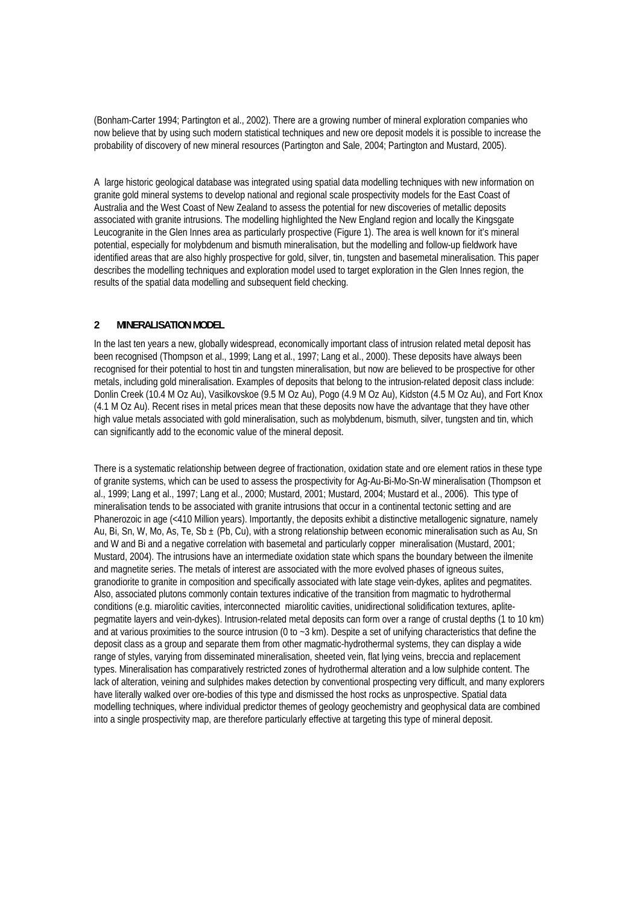(Bonham-Carter 1994; Partington et al., 2002). There are a growing number of mineral exploration companies who now believe that by using such modern statistical techniques and new ore deposit models it is possible to increase the probability of discovery of new mineral resources (Partington and Sale, 2004; Partington and Mustard, 2005).

A large historic geological database was integrated using spatial data modelling techniques with new information on granite gold mineral systems to develop national and regional scale prospectivity models for the East Coast of Australia and the West Coast of New Zealand to assess the potential for new discoveries of metallic deposits associated with granite intrusions. The modelling highlighted the New England region and locally the Kingsgate Leucogranite in the Glen Innes area as particularly prospective (Figure 1). The area is well known for it's mineral potential, especially for molybdenum and bismuth mineralisation, but the modelling and follow-up fieldwork have identified areas that are also highly prospective for gold, silver, tin, tungsten and basemetal mineralisation. This paper describes the modelling techniques and exploration model used to target exploration in the Glen Innes region, the results of the spatial data modelling and subsequent field checking.

## 2 MINERALISATION MODEL

In the last ten years a new, globally widespread, economically important class of intrusion related metal deposit has been recognised (Thompson et al., 1999; Lang et al., 1997; Lang et al., 2000). These deposits have always been recognised for their potential to host tin and tungsten mineralisation, but now are believed to be prospective for other metals, including gold mineralisation. Examples of deposits that belong to the intrusion-related deposit class include: Donlin Creek (10.4 M Oz Au), Vasilkovskoe (9.5 M Oz Au), Pogo (4.9 M Oz Au), Kidston (4.5 M Oz Au), and Fort Knox (4.1 M Oz Au). Recent rises in metal prices mean that these deposits now have the advantage that they have other high value metals associated with gold mineralisation, such as molybdenum, bismuth, silver, tungsten and tin, which can significantly add to the economic value of the mineral deposit.

There is a systematic relationship between degree of fractionation, oxidation state and ore element ratios in these type of granite systems, which can be used to assess the prospectivity for Ag-Au-Bi-Mo-Sn-W mineralisation (Thompson et al., 1999; Lang et al., 1997; Lang et al., 2000; Mustard, 2001; Mustard, 2004; Mustard et al., 2006). This type of mineralisation tends to be associated with granite intrusions that occur in a continental tectonic setting and are Phanerozoic in age (<410 Million years). Importantly, the deposits exhibit a distinctive metallogenic signature, namely Au, Bi, Sn, W, Mo, As, Te, Sb ± (Pb, Cu), with a strong relationship between economic mineralisation such as Au, Sn and W and Bi and a negative correlation with basemetal and particularly copper mineralisation (Mustard, 2001; Mustard, 2004). The intrusions have an intermediate oxidation state which spans the boundary between the ilmenite and magnetite series. The metals of interest are associated with the more evolved phases of igneous suites, granodiorite to granite in composition and specifically associated with late stage vein-dykes, aplites and pegmatites. Also, associated plutons commonly contain textures indicative of the transition from magmatic to hydrothermal conditions (e.g. miarolitic cavities, interconnected miarolitic cavities, unidirectional solidification textures, aplite-pegmatite layers and vein-dykes). Intrusion-related metal deposits can form over a range of crustal depths (1 to 10 km) and at various proximities to the source intrusion (0 to ~3 km). Despite a set of unifying characteristics that define the deposit class as a group and separate them from other magmatic-hydrothermal systems, they can display a wide range of styles, varying from disseminated mineralisation, sheeted vein, flat lying veins, breccia and replacement types. Mineralisation has comparatively restricted zones of hydrothermal alteration and a low sulphide content. The lack of alteration, veining and sulphides makes detection by conventional prospecting very difficult, and many explorers have literally walked over ore-bodies of this type and dismissed the host rocks as unprospective. Spatial data modelling techniques, where individual predictor themes of geology geochemistry and geophysical data are combined into a single prospectivity map, are therefore particularly effective at targeting this type of mineral deposit.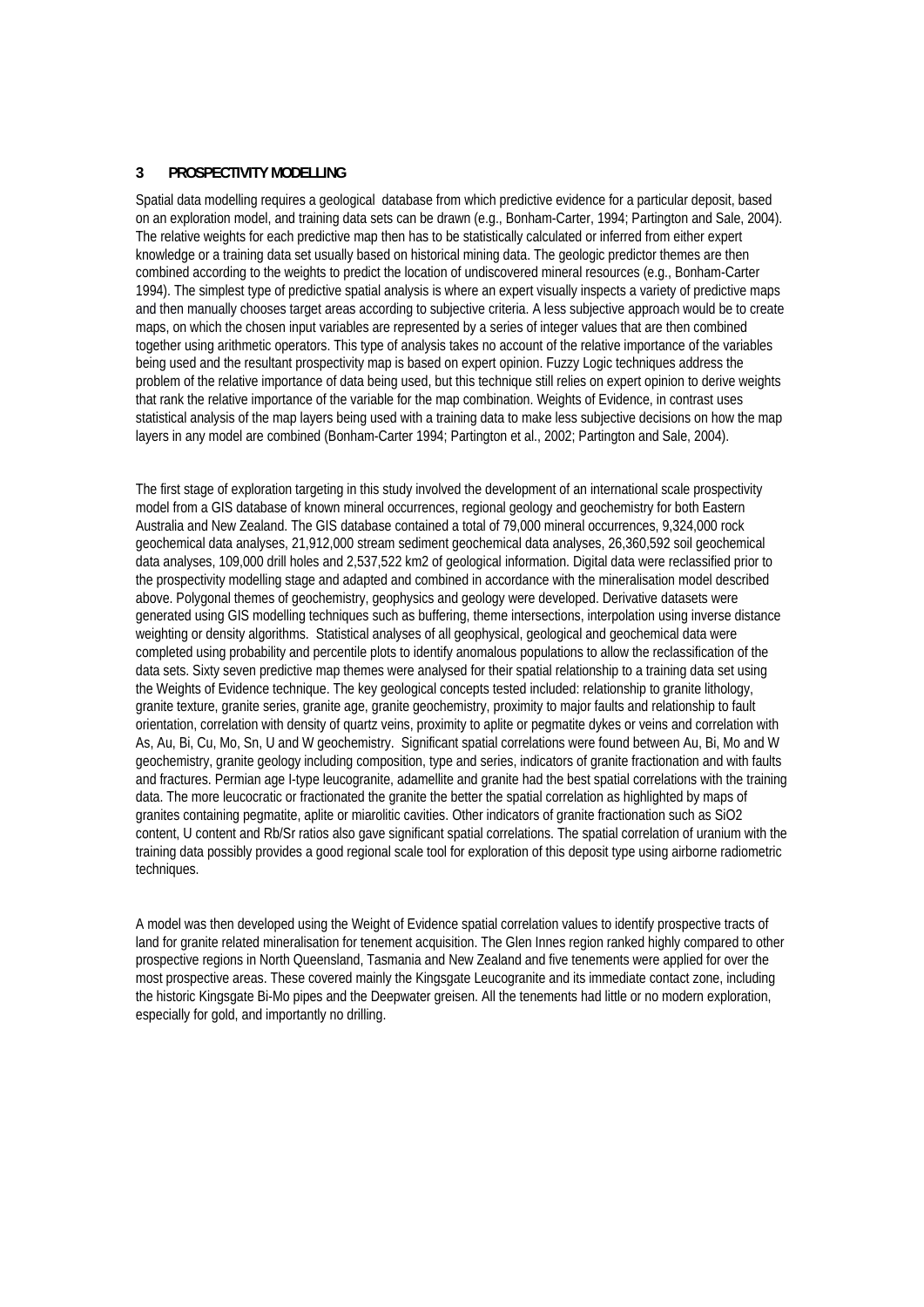## 3 PROSPECTIVITY MODELLING

Spatial data modelling requires a geological database from which predictive evidence for a particular deposit, based on an exploration model, and training data sets can be drawn (e.g., Bonham-Carter, 1994; Partington and Sale, 2004). The relative weights for each predictive map then has to be statistically calculated or inferred from either expert knowledge or a training data set usually based on historical mining data. The geologic predictor themes are then combined according to the weights to predict the location of undiscovered mineral resources (e.g., Bonham-Carter 1994). The simplest type of predictive spatial analysis is where an expert visually inspects a variety of predictive maps and then manually chooses target areas according to subjective criteria. A less subjective approach would be to create maps, on which the chosen input variables are represented by a series of integer values that are then combined together using arithmetic operators. This type of analysis takes no account of the relative importance of the variables being used and the resultant prospectivity map is based on expert opinion. Fuzzy Logic techniques address the problem of the relative importance of data being used, but this technique still relies on expert opinion to derive weights that rank the relative importance of the variable for the map combination. Weights of Evidence, in contrast uses statistical analysis of the map layers being used with a training data to make less subjective decisions on how the map layers in any model are combined (Bonham-Carter 1994; Partington et al., 2002; Partington and Sale, 2004).

The first stage of exploration targeting in this study involved the development of an international scale prospectivity model from a GIS database of known mineral occurrences, regional geology and geochemistry for both Eastern Australia and New Zealand. The GIS database contained a total of 79,000 mineral occurrences, 9,324,000 rock geochemical data analyses, 21,912,000 stream sediment geochemical data analyses, 26,360,592 soil geochemical data analyses, 109,000 drill holes and 2,537,522 km2 of geological information. Digital data were reclassified prior to the prospectivity modelling stage and adapted and combined in accordance with the mineralisation model described above. Polygonal themes of geochemistry, geophysics and geology were developed. Derivative datasets were generated using GIS modelling techniques such as buffering, theme intersections, interpolation using inverse distance weighting or density algorithms. Statistical analyses of all geophysical, geological and geochemical data were completed using probability and percentile plots to identify anomalous populations to allow the reclassification of the data sets. Sixty seven predictive map themes were analysed for their spatial relationship to a training data set using the Weights of Evidence technique. The key geological concepts tested included: relationship to granite lithology, granite texture, granite series, granite age, granite geochemistry, proximity to major faults and relationship to fault orientation, correlation with density of quartz veins, proximity to aplite or pegmatite dykes or veins and correlation with As, Au, Bi, Cu, Mo, Sn, U and W geochemistry. Significant spatial correlations were found between Au, Bi, Mo and W geochemistry, granite geology including composition, type and series, indicators of granite fractionation and with faults and fractures. Permian age I-type leucogranite, adamellite and granite had the best spatial correlations with the training data. The more leucocratic or fractionated the granite the better the spatial correlation as highlighted by maps of granites containing pegmatite, aplite or miarolitic cavities. Other indicators of granite fractionation such as $SiO_2$ content, U content and Rb/Sr ratios also gave significant spatial correlations. The spatial correlation of uranium with the training data possibly provides a good regional scale tool for exploration of this deposit type using airborne radiometric techniques.

A model was then developed using the Weight of Evidence spatial correlation values to identify prospective tracts of land for granite related mineralisation for tenement acquisition. The Glen Innes region ranked highly compared to other prospective regions in North Queensland, Tasmania and New Zealand and five tenements were applied for over the most prospective areas. These covered mainly the Kingsgate Leucogranite and its immediate contact zone, including the historic Kingsgate Bi-Mo pipes and the Deepwater greisen. All the tenements had little or no modern exploration, especially for gold, and importantly no drilling.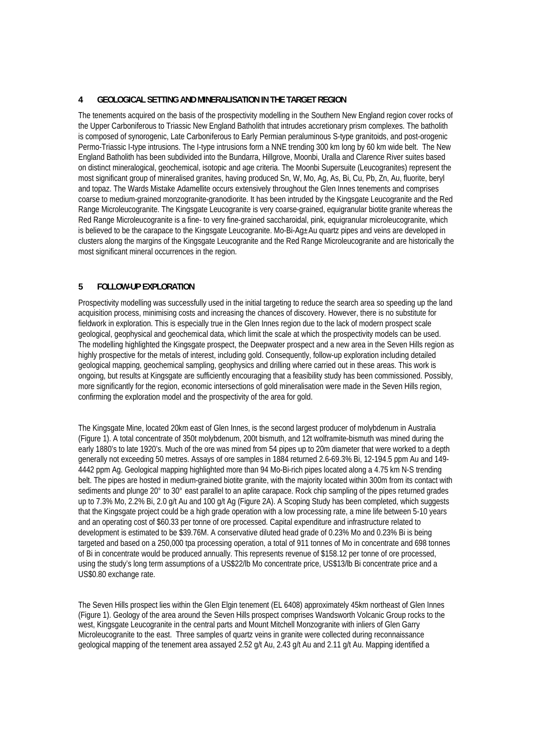## 4 GEOLOGICAL SETTING AND MINERALISATION IN THE TARGET REGION

The tenements acquired on the basis of the prospectivity modelling in the Southern New England region cover rocks of the Upper Carboniferous to Triassic New England Batholith that intrudes accretionary prism complexes. The batholith is composed of synorogenic, Late Carboniferous to Early Permian peraluminous S-type granitoids, and post-orogenic Permo-Triassic I-type intrusions. The I-type intrusions form a NNE trending 300 km long by 60 km wide belt. The New England Batholith has been subdivided into the Bundarra, Hillgrove, Moonbi, Uralla and Clarence River suites based on distinct mineralogical, geochemical, isotopic and age criteria. The Moonbi Supersuite (Leucogranites) represent the most significant group of mineralised granites, having produced Sn, W, Mo, Ag, As, Bi, Cu, Pb, Zn, Au, fluorite, beryl and topaz. The Wards Mistake Adamellite occurs extensively throughout the Glen Innes tenements and comprises coarse to medium-grained monzogranite-granodiorite. It has been intruded by the Kingsgate Leucogranite and the Red Range Microleucogranite. The Kingsgate Leucogranite is very coarse-grained, equigranular biotite granite whereas the Red Range Microleucogranite is a fine- to very fine-grained saccharoidal, pink, equigranular microleucogranite, which is believed to be the carapace to the Kingsgate Leucogranite. Mo-Bi-Ag±Au quartz pipes and veins are developed in clusters along the margins of the Kingsgate Leucogranite and the Red Range Microleucogranite and are historically the most significant mineral occurrences in the region.

## 5 FOLLOW-UP EXPLORATION

Prospectivity modelling was successfully used in the initial targeting to reduce the search area so speeding up the land acquisition process, minimising costs and increasing the chances of discovery. However, there is no substitute for fieldwork in exploration. This is especially true in the Glen Innes region due to the lack of modern prospect scale geological, geophysical and geochemical data, which limit the scale at which the prospectivity models can be used. The modelling highlighted the Kingsgate prospect, the Deepwater prospect and a new area in the Seven Hills region as highly prospective for the metals of interest, including gold. Consequently, follow-up exploration including detailed geological mapping, geochemical sampling, geophysics and drilling where carried out in these areas. This work is ongoing, but results at Kingsgate are sufficiently encouraging that a feasibility study has been commissioned. Possibly, more significantly for the region, economic intersections of gold mineralisation were made in the Seven Hills region, confirming the exploration model and the prospectivity of the area for gold.

The Kingsgate Mine, located 20km east of Glen Innes, is the second largest producer of molybdenum in Australia (Figure 1). A total concentrate of 350t molybdenum, 200t bismuth, and 12t wolframite-bismuth was mined during the early 1880's to late 1920's. Much of the ore was mined from 54 pipes up to 20m diameter that were worked to a depth generally not exceeding 50 metres. Assays of ore samples in 1884 returned 2.6-69.3% Bi, 12-194.5 ppm Au and 149-4442 ppm Ag. Geological mapping highlighted more than 94 Mo-Bi-rich pipes located along a 4.75 km N-S trending belt. The pipes are hosted in medium-grained biotite granite, with the majority located within 300m from its contact with sediments and plunge 20° to 30° east parallel to an aplite carapace. Rock chip sampling of the pipes returned grades up to 7.3% Mo, 2.2% Bi, 2.0 g/t Au and 100 g/t Ag (Figure 2A). A Scoping Study has been completed, which suggests that the Kingsgate project could be a high grade operation with a low processing rate, a mine life between 5-10 years and an operating cost of $60.33 per tonne of ore processed. Capital expenditure and infrastructure related to development is estimated to be $39.76M. A conservative diluted head grade of 0.23% Mo and 0.23% Bi is being targeted and based on a 250,000 tpa processing operation, a total of 911 tonnes of Mo in concentrate and 698 tonnes of Bi in concentrate would be produced annually. This represents revenue of $158.12 per tonne of ore processed, using the study's long term assumptions of a US$22/lb Mo concentrate price, US$13/lb Bi concentrate price and a US$0.80 exchange rate.

The Seven Hills prospect lies within the Glen Elgin tenement (EL 6408) approximately 45km northeast of Glen Innes (Figure 1). Geology of the area around the Seven Hills prospect comprises Wandsworth Volcanic Group rocks to the west, Kingsgate Leucogranite in the central parts and Mount Mitchell Monzogranite with inliers of Glen Garry Microleucogranite to the east. Three samples of quartz veins in granite were collected during reconnaissance geological mapping of the tenement area assayed 2.52 g/t Au, 2.43 g/t Au and 2.11 g/t Au. Mapping identified a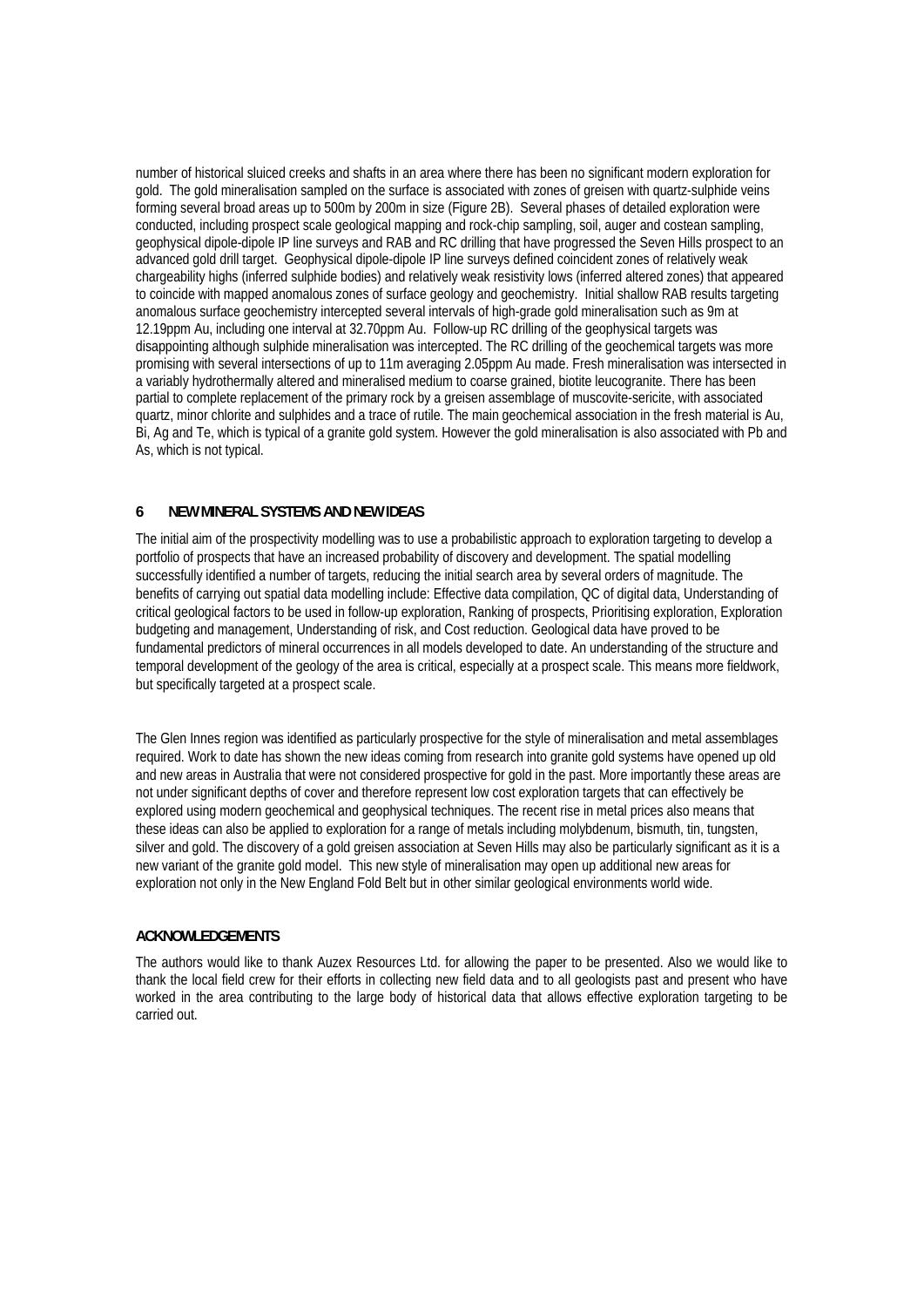number of historical sluiced creeks and shafts in an area where there has been no significant modern exploration for gold. The gold mineralisation sampled on the surface is associated with zones of greisen with quartz-sulphide veins forming several broad areas up to 500m by 200m in size (Figure 2B). Several phases of detailed exploration were conducted, including prospect scale geological mapping and rock-chip sampling, soil, auger and costean sampling, geophysical dipole-dipole IP line surveys and RAB and RC drilling that have progressed the Seven Hills prospect to an advanced gold drill target. Geophysical dipole-dipole IP line surveys defined coincident zones of relatively weak chargeability highs (inferred sulphide bodies) and relatively weak resistivity lows (inferred altered zones) that appeared to coincide with mapped anomalous zones of surface geology and geochemistry. Initial shallow RAB results targeting anomalous surface geochemistry intercepted several intervals of high-grade gold mineralisation such as 9m at 12.19ppm Au, including one interval at 32.70ppm Au. Follow-up RC drilling of the geophysical targets was disappointing although sulphide mineralisation was intercepted. The RC drilling of the geochemical targets was more promising with several intersections of up to 11m averaging 2.05ppm Au made. Fresh mineralisation was intersected in a variably hydrothermally altered and mineralised medium to coarse grained, biotite leucogranite. There has been partial to complete replacement of the primary rock by a greisen assemblage of muscovite-sericite, with associated quartz, minor chlorite and sulphides and a trace of rutile. The main geochemical association in the fresh material is Au, Bi, Ag and Te, which is typical of a granite gold system. However the gold mineralisation is also associated with Pb and As, which is not typical.

## 6 NEW MINERAL SYSTEMS AND NEW IDEAS

The initial aim of the prospectivity modelling was to use a probabilistic approach to exploration targeting to develop a portfolio of prospects that have an increased probability of discovery and development. The spatial modelling successfully identified a number of targets, reducing the initial search area by several orders of magnitude. The benefits of carrying out spatial data modelling include: Effective data compilation, QC of digital data, Understanding of critical geological factors to be used in follow-up exploration, Ranking of prospects, Prioritising exploration, Exploration budgeting and management, Understanding of risk, and Cost reduction. Geological data have proved to be fundamental predictors of mineral occurrences in all models developed to date. An understanding of the structure and temporal development of the geology of the area is critical, especially at a prospect scale. This means more fieldwork, but specifically targeted at a prospect scale.

The Glen Innes region was identified as particularly prospective for the style of mineralisation and metal assemblages required. Work to date has shown the new ideas coming from research into granite gold systems have opened up old and new areas in Australia that were not considered prospective for gold in the past. More importantly these areas are not under significant depths of cover and therefore represent low cost exploration targets that can effectively be explored using modern geochemical and geophysical techniques. The recent rise in metal prices also means that these ideas can also be applied to exploration for a range of metals including molybdenum, bismuth, tin, tungsten, silver and gold. The discovery of a gold greisen association at Seven Hills may also be particularly significant as it is a new variant of the granite gold model. This new style of mineralisation may open up additional new areas for exploration not only in the New England Fold Belt but in other similar geological environments world wide.

## ACKNOWLEDGEMENTS

The authors would like to thank Auzex Resources Ltd. for allowing the paper to be presented. Also we would like to thank the local field crew for their efforts in collecting new field data and to all geologists past and present who have worked in the area contributing to the large body of historical data that allows effective exploration targeting to be carried out.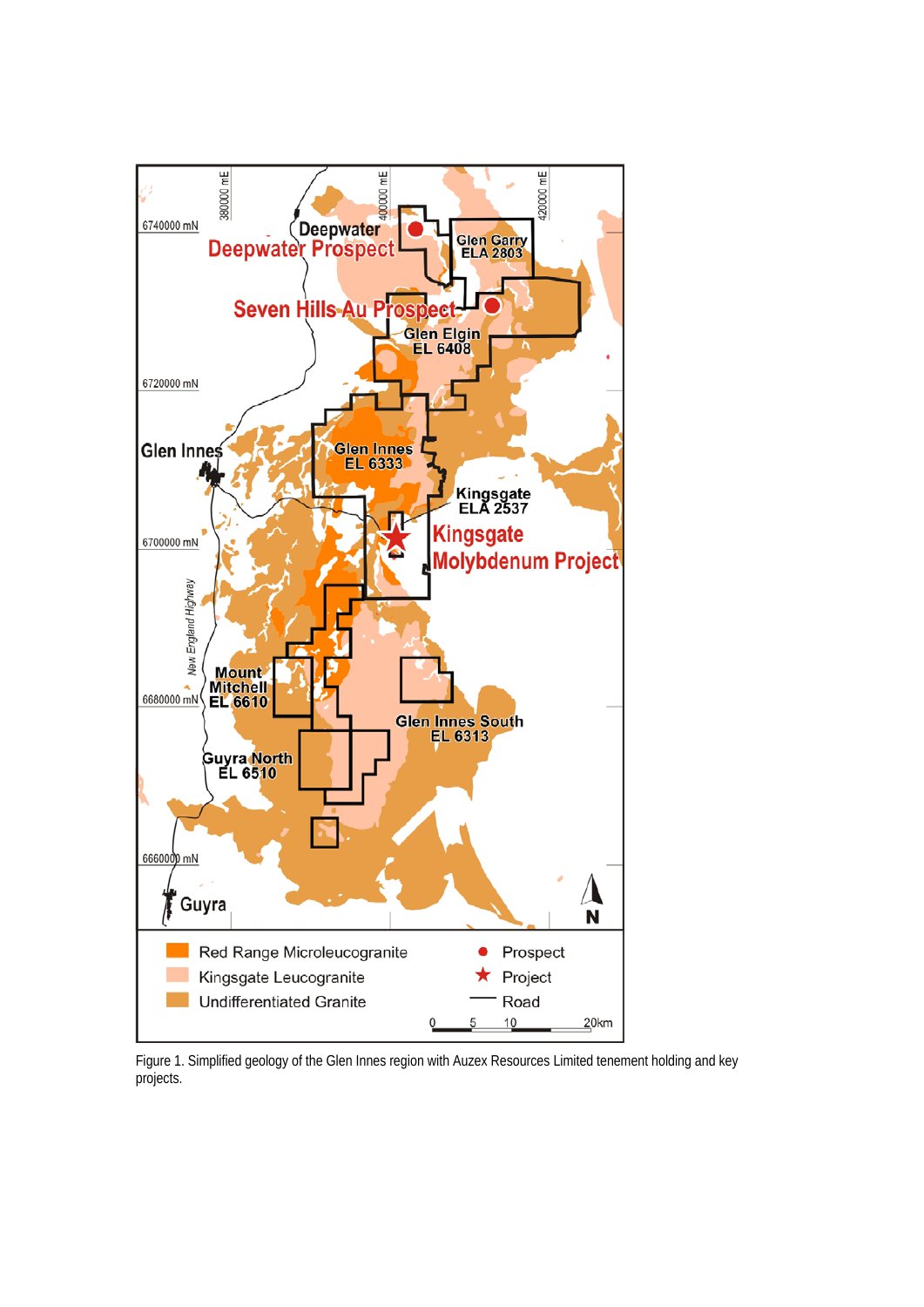Figure 1. Simplified geology of the Glen Innes region with Auzex Resources Limited tenement holding and key projects.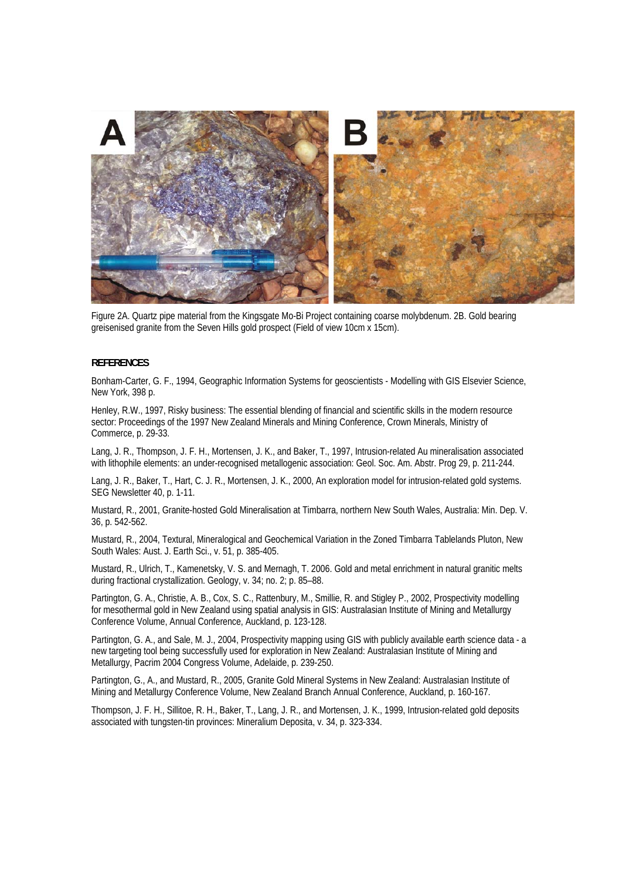Figure 2A. Quartz pipe material from the Kingsgate Mo-Bi Project containing coarse molybdenum. 2B. Gold bearing greisenised granite from the Seven Hills gold prospect (Field of view 10cm x 15cm).

## REFERENCES

Bonham-Carter, G. F., 1994, Geographic Information Systems for geoscientists - Modelling with GIS Elsevier Science, New York, 398 p.

Henley, R.W., 1997, Risky business: The essential blending of financial and scientific skills in the modern resource sector: Proceedings of the 1997 New Zealand Minerals and Mining Conference, Crown Minerals, Ministry of Commerce, p. 29-33.

Lang, J. R., Thompson, J. F. H., Mortensen, J. K., and Baker, T., 1997, Intrusion-related Au mineralisation associated with lithophile elements: an under-recognised metallogenic association: Geol. Soc. Am. Abstr. Prog 29, p. 211-244.

Lang, J. R., Baker, T., Hart, C. J. R., Mortensen, J. K., 2000, An exploration model for intrusion-related gold systems. SEG Newsletter 40, p. 1-11.

Mustard, R., 2001, Granite-hosted Gold Mineralisation at Timbarra, northern New South Wales, Australia: Min. Dep. V. 36, p. 542-562.

Mustard, R., 2004, Textural, Mineralogical and Geochemical Variation in the Zoned Timbarra Tablelands Pluton, New South Wales: Aust. J. Earth Sci., v. 51, p. 385-405.

Mustard, R., Ulrich, T., Kamenetsky, V. S. and Mernagh, T. 2006. Gold and metal enrichment in natural granitic melts during fractional crystallization. Geology, v. 34; no. 2; p. 85–88.

Partington, G. A., Christie, A. B., Cox, S. C., Rattenbury, M., Smillie, R. and Stigley P., 2002, Prospectivity modelling for mesothermal gold in New Zealand using spatial analysis in GIS: Australasian Institute of Mining and Metallurgy Conference Volume, Annual Conference, Auckland, p. 123-128.

Partington, G. A., and Sale, M. J., 2004, Prospectivity mapping using GIS with publicly available earth science data - a new targeting tool being successfully used for exploration in New Zealand: Australasian Institute of Mining and Metallurgy, Pacrim 2004 Congress Volume, Adelaide, p. 239-250.

Partington, G., A., and Mustard, R., 2005, Granite Gold Mineral Systems in New Zealand: Australasian Institute of Mining and Metallurgy Conference Volume, New Zealand Branch Annual Conference, Auckland, p. 160-167.

Thompson, J. F. H., Sillitoe, R. H., Baker, T., Lang, J. R., and Mortensen, J. K., 1999, Intrusion-related gold deposits associated with tungsten-tin provinces: Mineralium Deposita, v. 34, p. 323-334.